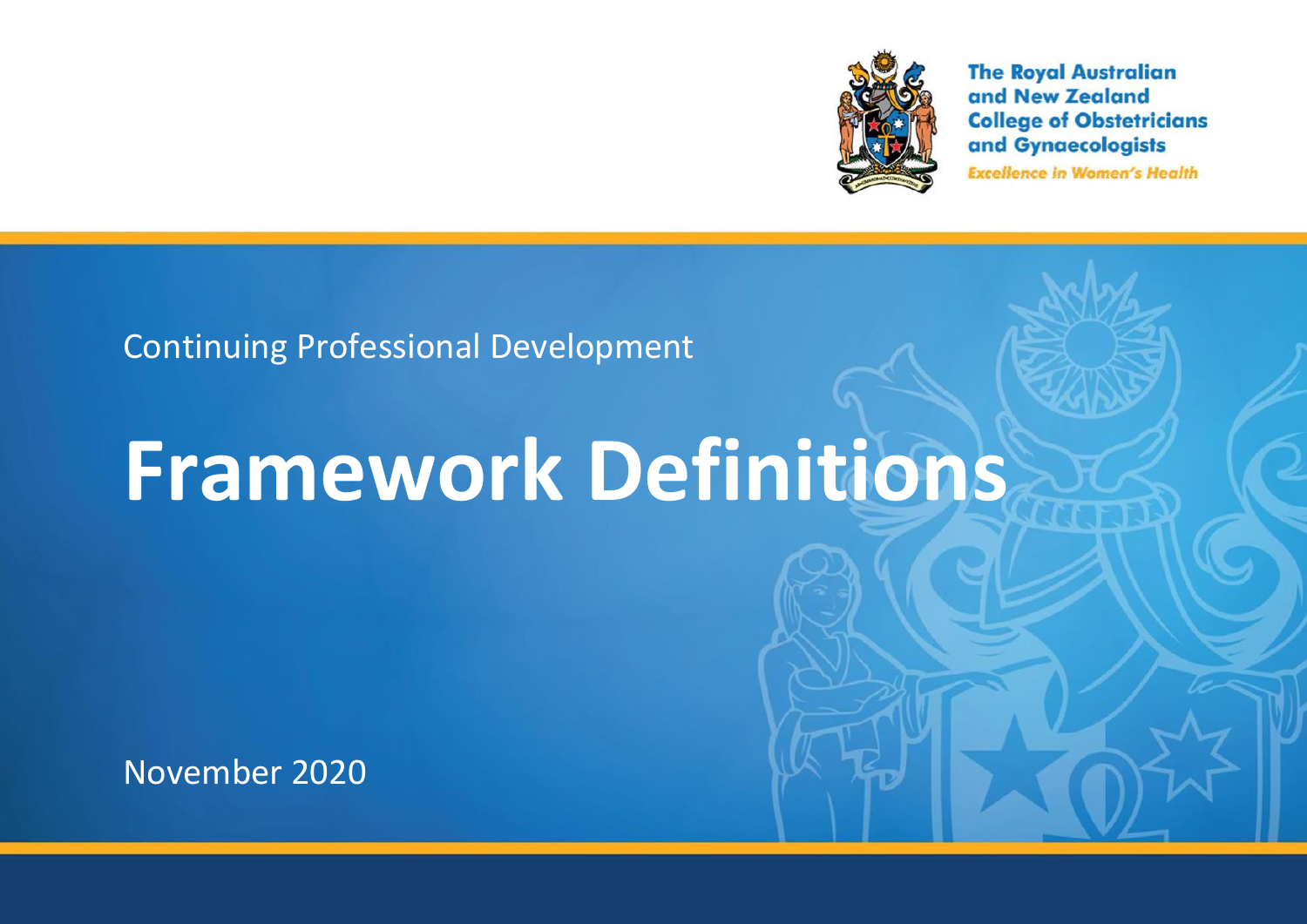The Royal Australian and New Zealand College of Obstetricians and Gynaecologists

*Excellence in Women's Health*

Continuing Professional Development

# Framework Definitions

November 2020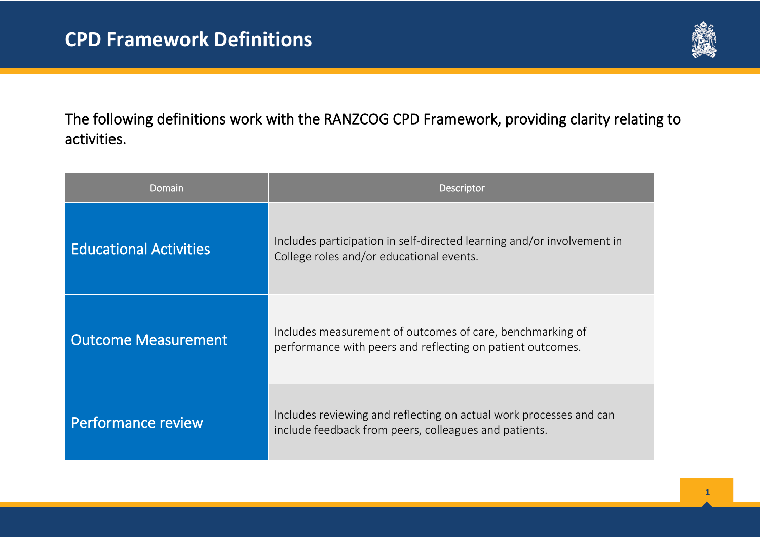# CPD Framework Definitions

The following definitions work with the RANZCOG CPD Framework, providing clarity relating to activities.

| Domain | Descriptor |
|---|---|
| Educational Activities | Includes participation in self-directed learning and/or involvement in College roles and/or educational events. |
| Outcome Measurement | Includes measurement of outcomes of care, benchmarking of performance with peers and reflecting on patient outcomes. |
| Performance review | Includes reviewing and reflecting on actual work processes and can include feedback from peers, colleagues and patients. |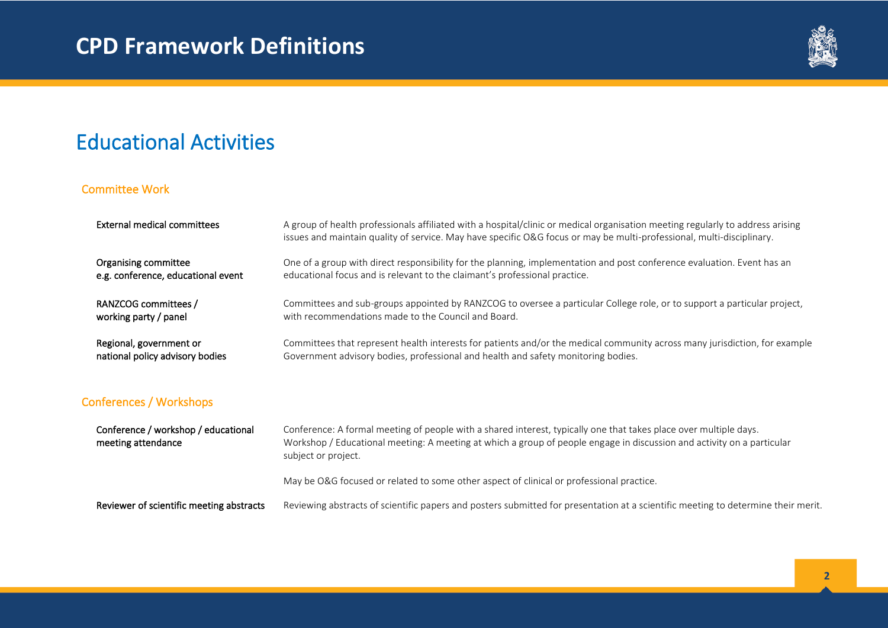# CPD Framework Definitions

## Educational Activities

### Committee Work

| | |
|---|---|
| External medical committees | A group of health professionals affiliated with a hospital/clinic or medical organisation meeting regularly to address arising issues and maintain quality of service. May have specific O&G focus or may be multi-professional, multi-disciplinary. |
| Organising committee e.g. conference, educational event | One of a group with direct responsibility for the planning, implementation and post conference evaluation. Event has an educational focus and is relevant to the claimant's professional practice. |
| RANZCOG committees / working party / panel | Committees and sub-groups appointed by RANZCOG to oversee a particular College role, or to support a particular project, with recommendations made to the Council and Board. |
| Regional, government or national policy advisory bodies | Committees that represent health interests for patients and/or the medical community across many jurisdiction, for example Government advisory bodies, professional and health and safety monitoring bodies. |

### Conferences / Workshops

| | |
|---|---|
| Conference / workshop / educational meeting attendance | Conference: A formal meeting of people with a shared interest, typically one that takes place over multiple days.<br>Workshop / Educational meeting: A meeting at which a group of people engage in discussion and activity on a particular subject or project.<br><br>May be O&G focused or related to some other aspect of clinical or professional practice. |
| Reviewer of scientific meeting abstracts | Reviewing abstracts of scientific papers and posters submitted for presentation at a scientific meeting to determine their merit. |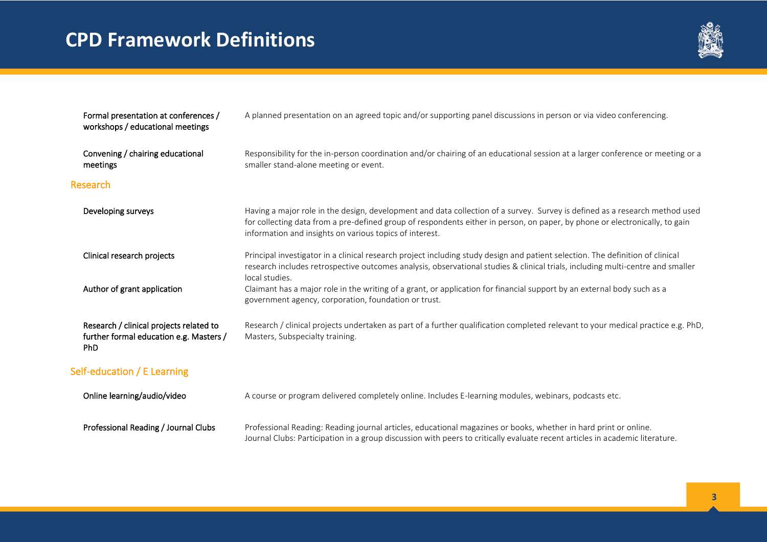# CPD Framework Definitions

| | |
|---|---|
| Formal presentation at conferences / workshops / educational meetings | A planned presentation on an agreed topic and/or supporting panel discussions in person or via video conferencing. |
| Convening / chairing educational meetings | Responsibility for the in-person coordination and/or chairing of an educational session at a larger conference or meeting or a smaller stand-alone meeting or event. |

## Research

| | |
|---|---|
| Developing surveys | Having a major role in the design, development and data collection of a survey. Survey is defined as a research method used for collecting data from a pre-defined group of respondents either in person, on paper, by phone or electronically, to gain information and insights on various topics of interest. |
| Clinical research projects | Principal investigator in a clinical research project including study design and patient selection. The definition of clinical research includes retrospective outcomes analysis, observational studies & clinical trials, including multi-centre and smaller local studies. |
| Author of grant application | Claimant has a major role in the writing of a grant, or application for financial support by an external body such as a government agency, corporation, foundation or trust. |
| Research / clinical projects related to further formal education e.g. Masters / PhD | Research / clinical projects undertaken as part of a further qualification completed relevant to your medical practice e.g. PhD, Masters, Subspecialty training. |

## Self-education / E Learning

| | |
|---|---|
| Online learning/audio/video | A course or program delivered completely online. Includes E-learning modules, webinars, podcasts etc. |
| Professional Reading / Journal Clubs | Professional Reading: Reading journal articles, educational magazines or books, whether in hard print or online.<br>Journal Clubs: Participation in a group discussion with peers to critically evaluate recent articles in academic literature. |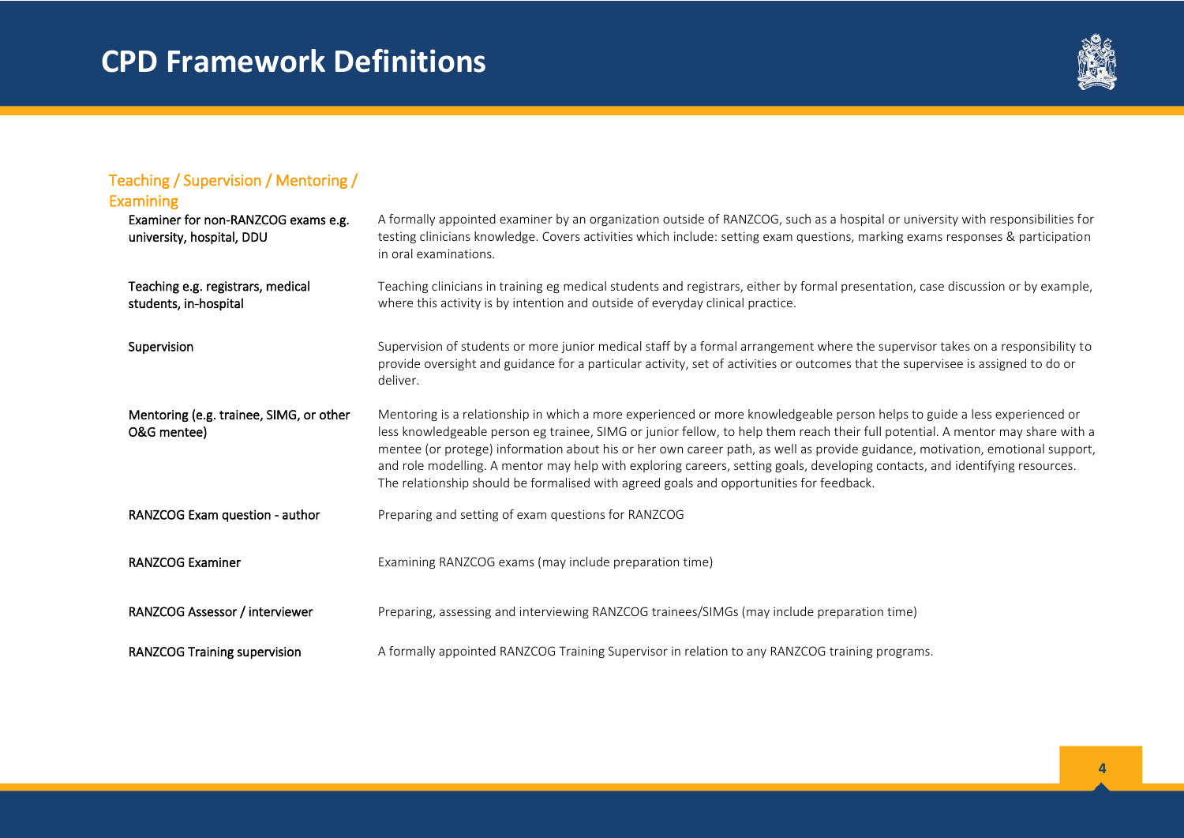# CPD Framework Definitions

## Teaching / Supervision / Mentoring / Examining

| Activity | Definition |
|---|---|
| Examiner for non-RANZCOG exams e.g. university, hospital, DDU | A formally appointed examiner by an organization outside of RANZCOG, such as a hospital or university with responsibilities for testing clinicians knowledge. Covers activities which include: setting exam questions, marking exams responses & participation in oral examinations. |
| Teaching e.g. registrars, medical students, in-hospital | Teaching clinicians in training eg medical students and registrars, either by formal presentation, case discussion or by example, where this activity is by intention and outside of everyday clinical practice. |
| Supervision | Supervision of students or more junior medical staff by a formal arrangement where the supervisor takes on a responsibility to provide oversight and guidance for a particular activity, set of activities or outcomes that the supervisee is assigned to do or deliver. |
| Mentoring (e.g. trainee, SIMG, or other O&G mentee) | Mentoring is a relationship in which a more experienced or more knowledgeable person helps to guide a less experienced or less knowledgeable person eg trainee, SIMG or junior fellow, to help them reach their full potential. A mentor may share with a mentee (or protege) information about his or her own career path, as well as provide guidance, motivation, emotional support, and role modelling. A mentor may help with exploring careers, setting goals, developing contacts, and identifying resources. The relationship should be formalised with agreed goals and opportunities for feedback. |
| RANZCOG Exam question - author | Preparing and setting of exam questions for RANZCOG |
| RANZCOG Examiner | Examining RANZCOG exams (may include preparation time) |
| RANZCOG Assessor / interviewer | Preparing, assessing and interviewing RANZCOG trainees/SIMGs (may include preparation time) |
| RANZCOG Training supervision | A formally appointed RANZCOG Training Supervisor in relation to any RANZCOG training programs. |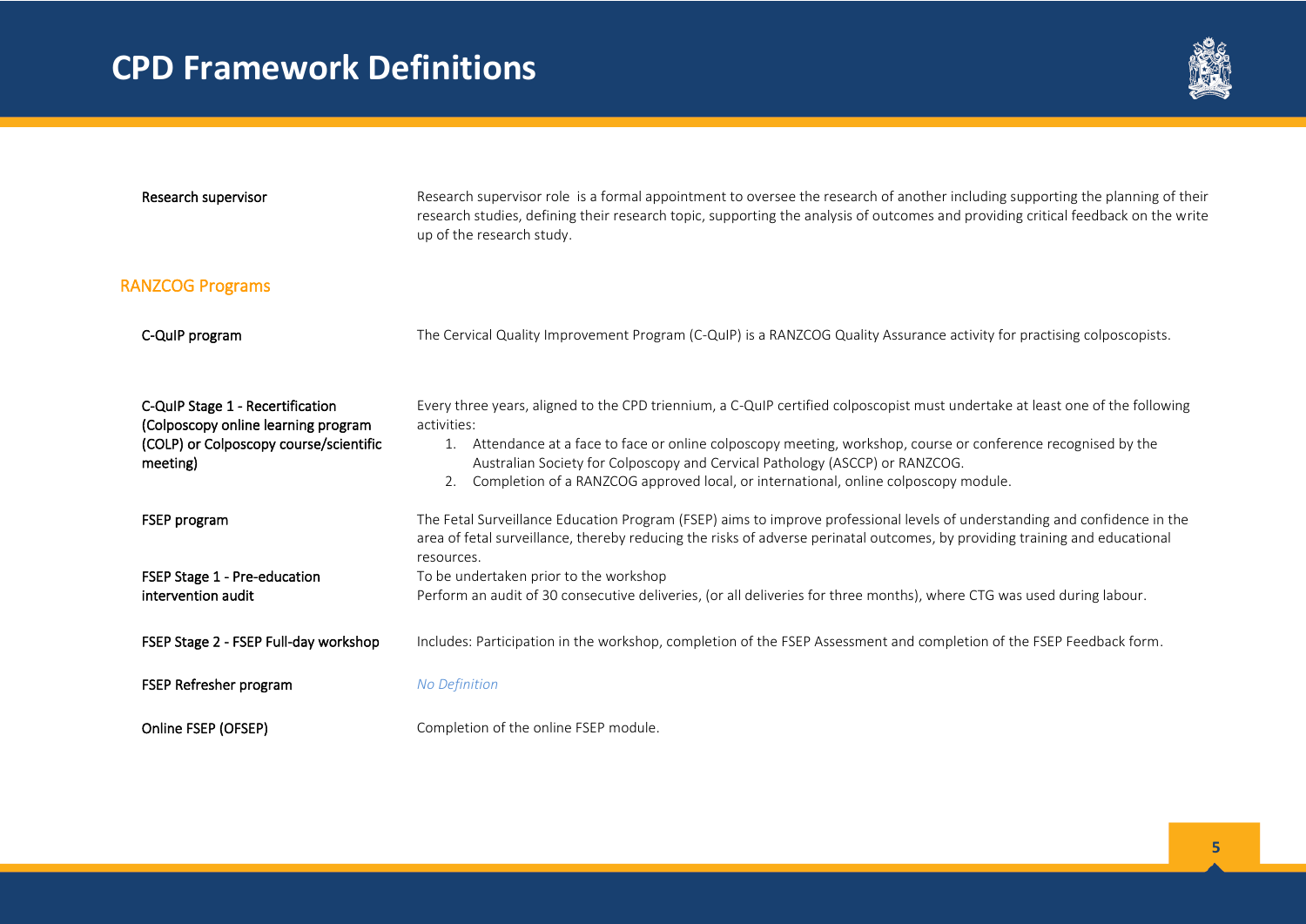# CPD Framework Definitions

| | |
|---|---|
| Research supervisor | Research supervisor role is a formal appointment to oversee the research of another including supporting the planning of their research studies, defining their research topic, supporting the analysis of outcomes and providing critical feedback on the write up of the research study. |

## RANZCOG Programs

| | |
|---|---|
| C-QuIP program | The Cervical Quality Improvement Program (C-QuIP) is a RANZCOG Quality Assurance activity for practising colposcopists. |
| C-QuIP Stage 1 - Recertification (Colposcopy online learning program (COLP) or Colposcopy course/scientific meeting) | Every three years, aligned to the CPD triennium, a C-QuIP certified colposcopist must undertake at least one of the following activities:<br>1. Attendance at a face to face or online colposcopy meeting, workshop, course or conference recognised by the Australian Society for Colposcopy and Cervical Pathology (ASCCP) or RANZCOG.<br>2. Completion of a RANZCOG approved local, or international, online colposcopy module. |
| FSEP program | The Fetal Surveillance Education Program (FSEP) aims to improve professional levels of understanding and confidence in the area of fetal surveillance, thereby reducing the risks of adverse perinatal outcomes, by providing training and educational resources. |
| FSEP Stage 1 - Pre-education intervention audit | To be undertaken prior to the workshop<br>Perform an audit of 30 consecutive deliveries, (or all deliveries for three months), where CTG was used during labour. |
| FSEP Stage 2 - FSEP Full-day workshop | Includes: Participation in the workshop, completion of the FSEP Assessment and completion of the FSEP Feedback form. |
| FSEP Refresher program | *No Definition* |
| Online FSEP (OFSEP) | Completion of the online FSEP module. |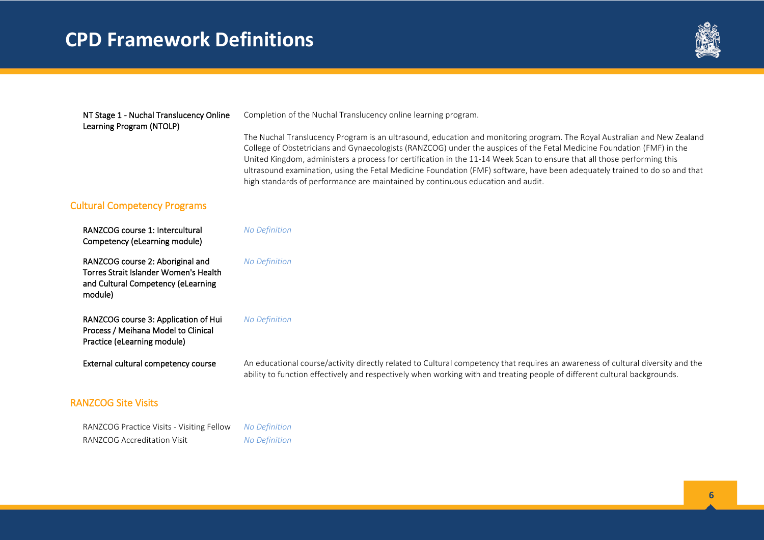| | |
|---|---|
| NT Stage 1 - Nuchal Translucency Online Learning Program (NTOLP) | Completion of the Nuchal Translucency online learning program.<br><br>The Nuchal Translucency Program is an ultrasound, education and monitoring program. The Royal Australian and New Zealand College of Obstetricians and Gynaecologists (RANZCOG) under the auspices of the Fetal Medicine Foundation (FMF) in the United Kingdom, administers a process for certification in the 11-14 Week Scan to ensure that all those performing this ultrasound examination, using the Fetal Medicine Foundation (FMF) software, have been adequately trained to do so and that high standards of performance are maintained by continuous education and audit. |

## Cultural Competency Programs

| | |
|---|---|
| RANZCOG course 1: Intercultural Competency (eLearning module) | *No Definition* |
| RANZCOG course 2: Aboriginal and Torres Strait Islander Women's Health and Cultural Competency (eLearning module) | *No Definition* |
| RANZCOG course 3: Application of Hui Process / Meihana Model to Clinical Practice (eLearning module) | *No Definition* |
| External cultural competency course | An educational course/activity directly related to Cultural competency that requires an awareness of cultural diversity and the ability to function effectively and respectively when working with and treating people of different cultural backgrounds. |

## RANZCOG Site Visits

| | |
|---|---|
| RANZCOG Practice Visits - Visiting Fellow | *No Definition* |
| RANZCOG Accreditation Visit | *No Definition* |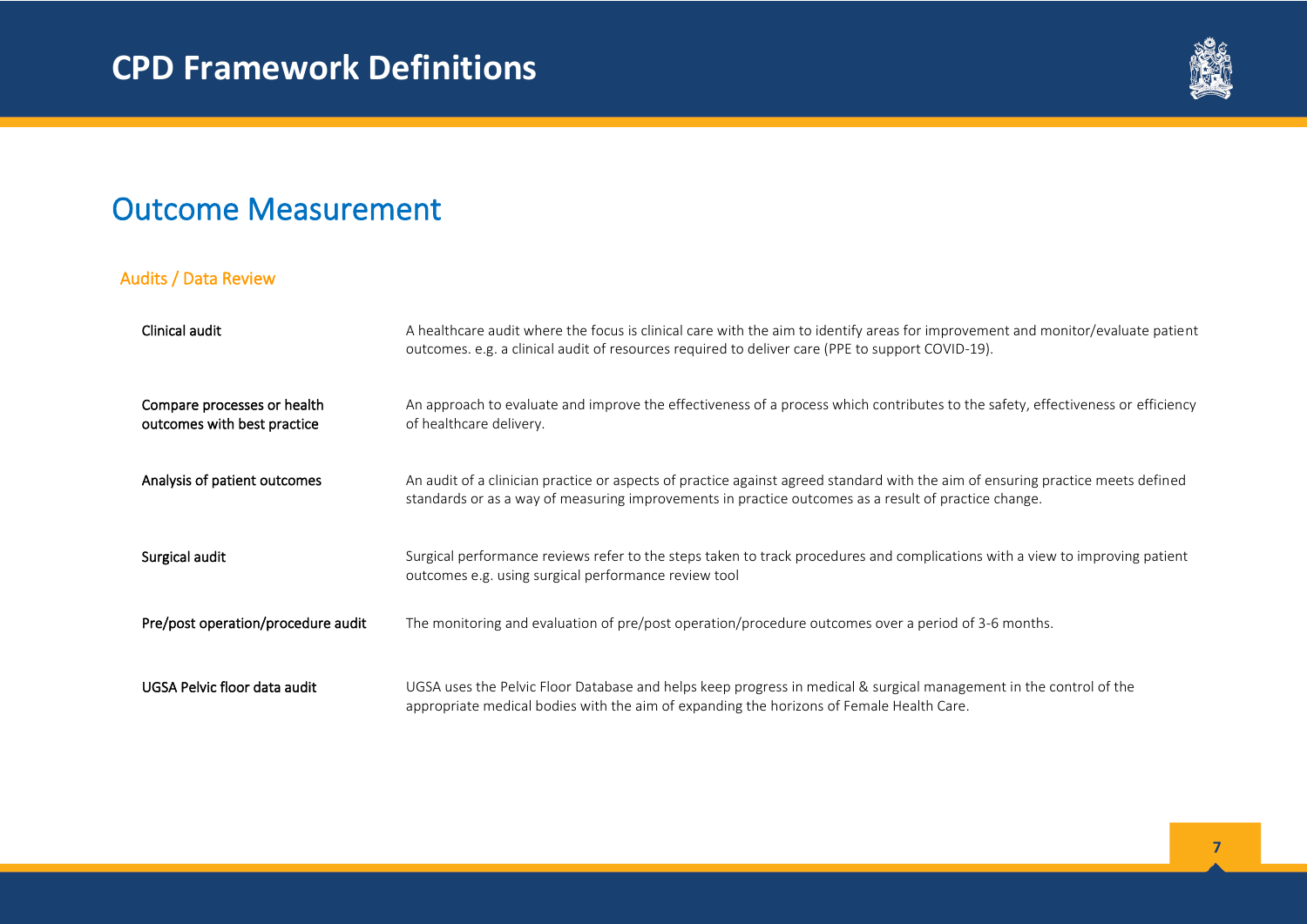# CPD Framework Definitions

## Outcome Measurement

### Audits / Data Review

| | |
|---|---|
| Clinical audit | A healthcare audit where the focus is clinical care with the aim to identify areas for improvement and monitor/evaluate patient outcomes. e.g. a clinical audit of resources required to deliver care (PPE to support COVID-19). |
| Compare processes or health outcomes with best practice | An approach to evaluate and improve the effectiveness of a process which contributes to the safety, effectiveness or efficiency of healthcare delivery. |
| Analysis of patient outcomes | An audit of a clinician practice or aspects of practice against agreed standard with the aim of ensuring practice meets defined standards or as a way of measuring improvements in practice outcomes as a result of practice change. |
| Surgical audit | Surgical performance reviews refer to the steps taken to track procedures and complications with a view to improving patient outcomes e.g. using surgical performance review tool |
| Pre/post operation/procedure audit | The monitoring and evaluation of pre/post operation/procedure outcomes over a period of 3-6 months. |
| UGSA Pelvic floor data audit | UGSA uses the Pelvic Floor Database and helps keep progress in medical & surgical management in the control of the appropriate medical bodies with the aim of expanding the horizons of Female Health Care. |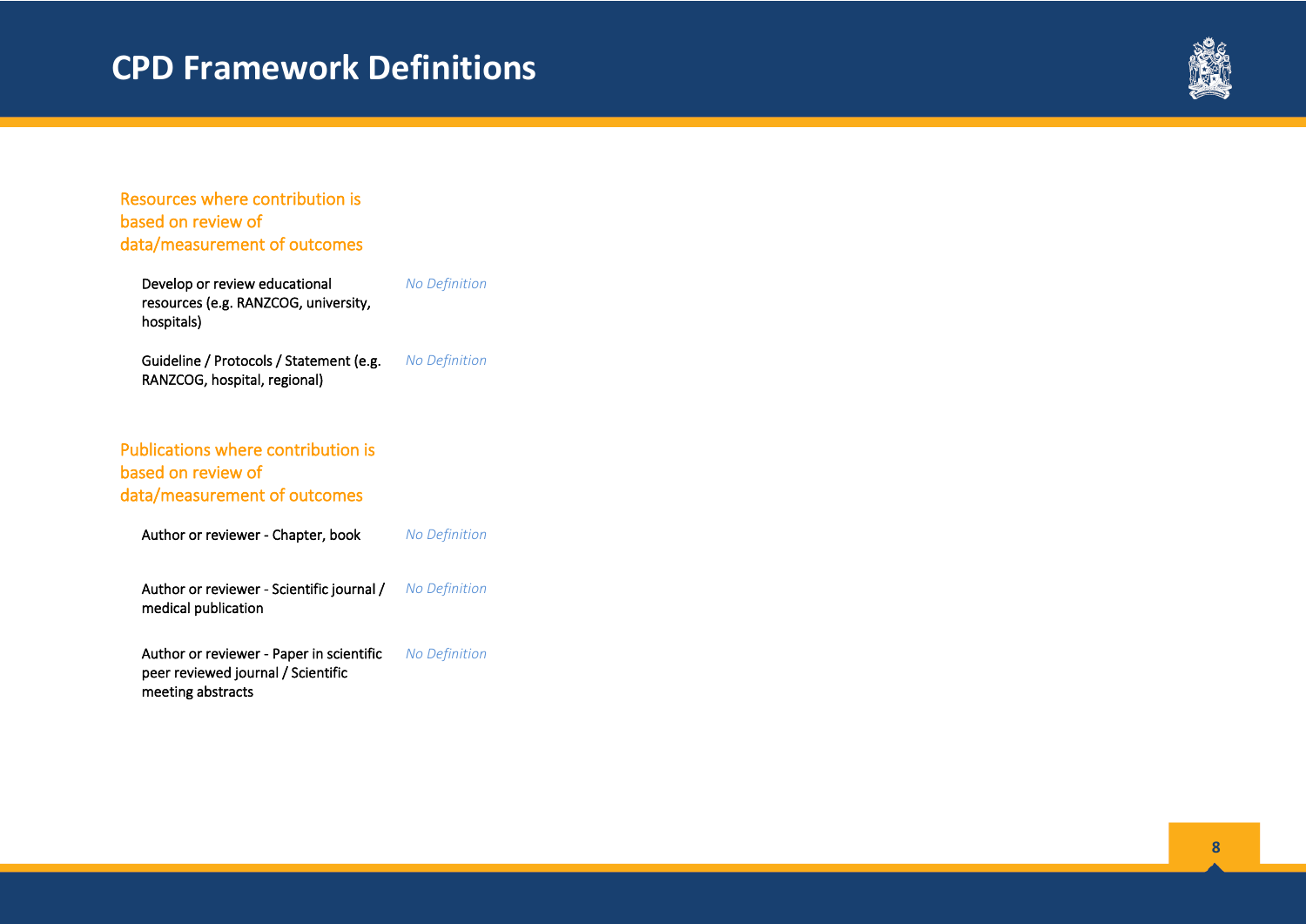# CPD Framework Definitions

## Resources where contribution is based on review of data/measurement of outcomes

| | |
|---|---|
| Develop or review educational resources (e.g. RANZCOG, university, hospitals) | *No Definition* |
| Guideline / Protocols / Statement (e.g. RANZCOG, hospital, regional) | *No Definition* |

## Publications where contribution is based on review of data/measurement of outcomes

| | |
|---|---|
| Author or reviewer - Chapter, book | *No Definition* |
| Author or reviewer - Scientific journal / medical publication | *No Definition* |
| Author or reviewer - Paper in scientific peer reviewed journal / Scientific meeting abstracts | *No Definition* |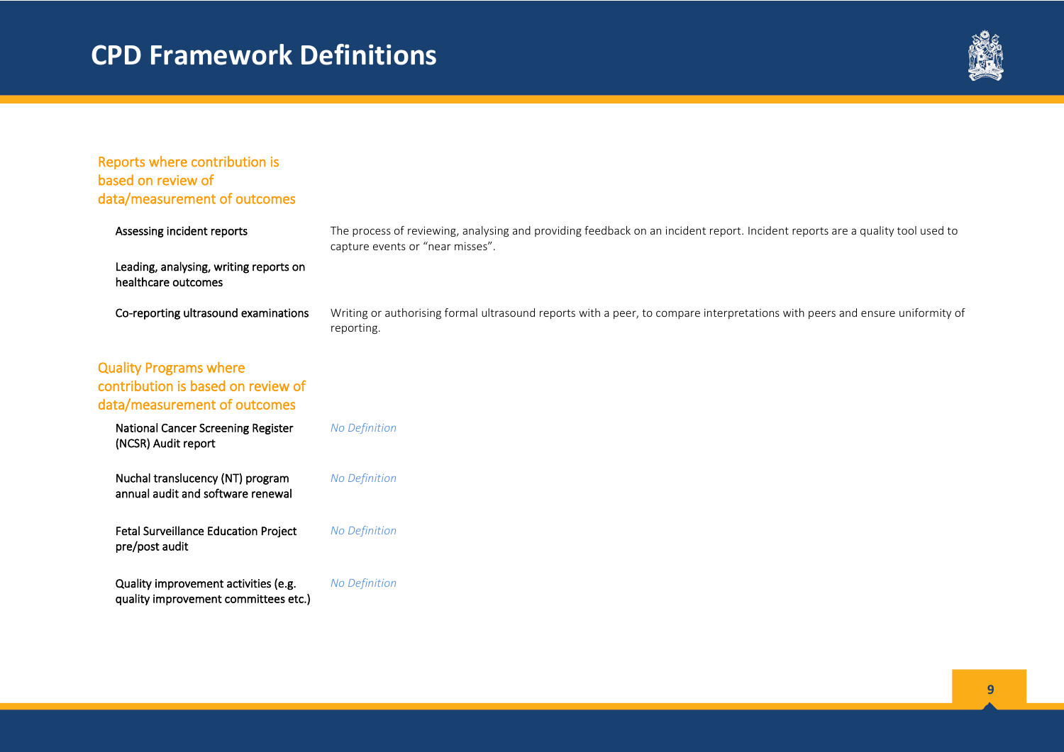# CPD Framework Definitions

## Reports where contribution is based on review of data/measurement of outcomes

| Term | Definition |
| --- | --- |
| Assessing incident reports | The process of reviewing, analysing and providing feedback on an incident report. Incident reports are a quality tool used to capture events or "near misses". |
| Leading, analysing, writing reports on healthcare outcomes | |
| Co-reporting ultrasound examinations | Writing or authorising formal ultrasound reports with a peer, to compare interpretations with peers and ensure uniformity of reporting. |

## Quality Programs where contribution is based on review of data/measurement of outcomes

| Term | Definition |
| --- | --- |
| National Cancer Screening Register (NCSR) Audit report | *No Definition* |
| Nuchal translucency (NT) program annual audit and software renewal | *No Definition* |
| Fetal Surveillance Education Project pre/post audit | *No Definition* |
| Quality improvement activities (e.g. quality improvement committees etc.) | *No Definition* |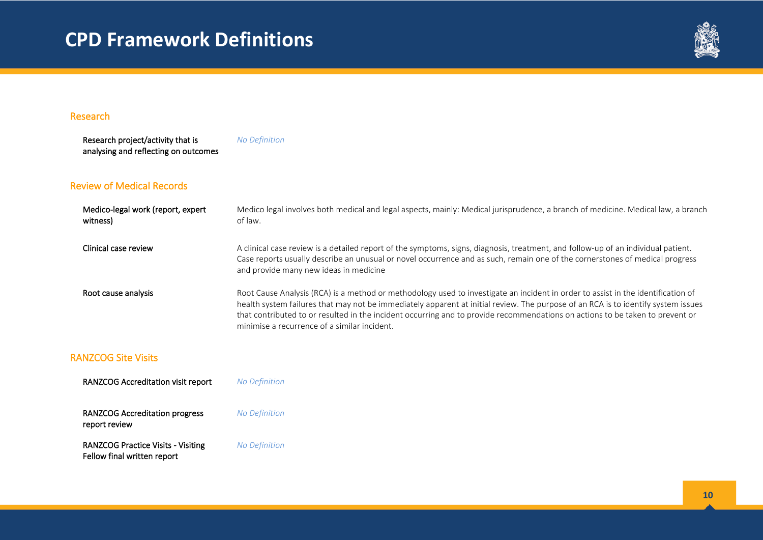# CPD Framework Definitions

## Research

| Activity | Definition |
| --- | --- |
| Research project/activity that is analysing and reflecting on outcomes | *No Definition* |

## Review of Medical Records

| Activity | Definition |
| --- | --- |
| Medico-legal work (report, expert witness) | Medico legal involves both medical and legal aspects, mainly: Medical jurisprudence, a branch of medicine. Medical law, a branch of law. |
| Clinical case review | A clinical case review is a detailed report of the symptoms, signs, diagnosis, treatment, and follow-up of an individual patient. Case reports usually describe an unusual or novel occurrence and as such, remain one of the cornerstones of medical progress and provide many new ideas in medicine |
| Root cause analysis | Root Cause Analysis (RCA) is a method or methodology used to investigate an incident in order to assist in the identification of health system failures that may not be immediately apparent at initial review. The purpose of an RCA is to identify system issues that contributed to or resulted in the incident occurring and to provide recommendations on actions to be taken to prevent or minimise a recurrence of a similar incident. |

## RANZCOG Site Visits

| Activity | Definition |
| --- | --- |
| RANZCOG Accreditation visit report | *No Definition* |
| RANZCOG Accreditation progress report review | *No Definition* |
| RANZCOG Practice Visits - Visiting Fellow final written report | *No Definition* |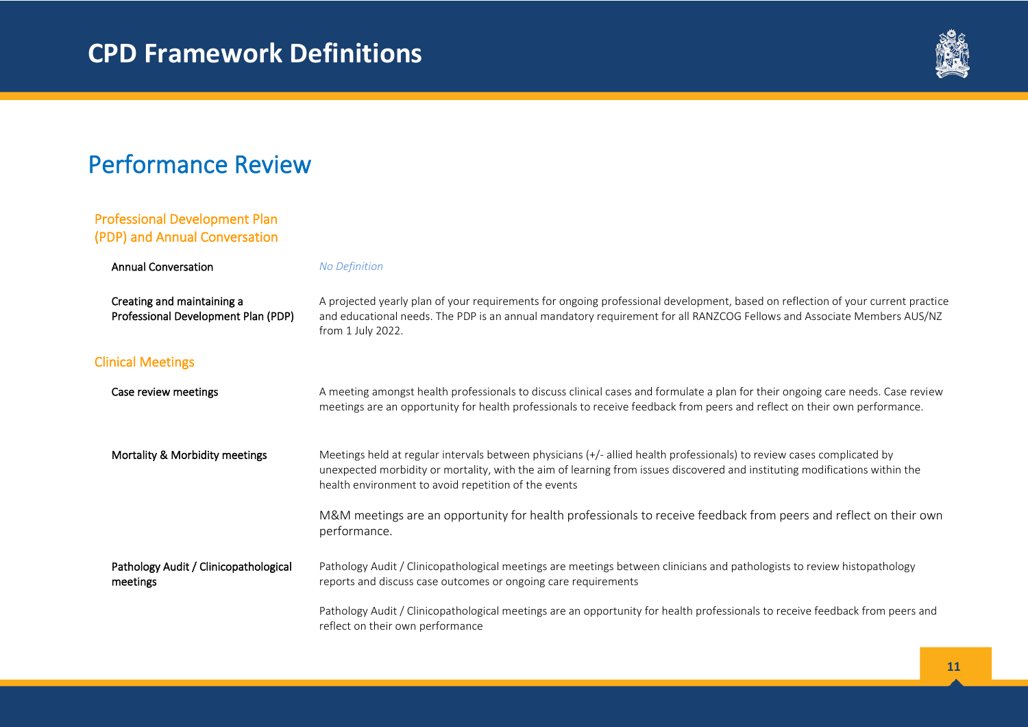# CPD Framework Definitions

## Performance Review

### Professional Development Plan (PDP) and Annual Conversation

**Annual Conversation**

*No Definition*

**Creating and maintaining a Professional Development Plan (PDP)**

A projected yearly plan of your requirements for ongoing professional development, based on reflection of your current practice and educational needs. The PDP is an annual mandatory requirement for all RANZCOG Fellows and Associate Members AUS/NZ from 1 July 2022.

### Clinical Meetings

**Case review meetings**

A meeting amongst health professionals to discuss clinical cases and formulate a plan for their ongoing care needs. Case review meetings are an opportunity for health professionals to receive feedback from peers and reflect on their own performance.

**Mortality & Morbidity meetings**

Meetings held at regular intervals between physicians (+/- allied health professionals) to review cases complicated by unexpected morbidity or mortality, with the aim of learning from issues discovered and instituting modifications within the health environment to avoid repetition of the events

M&M meetings are an opportunity for health professionals to receive feedback from peers and reflect on their own performance.

**Pathology Audit / Clinicopathological meetings**

Pathology Audit / Clinicopathological meetings are meetings between clinicians and pathologists to review histopathology reports and discuss case outcomes or ongoing care requirements

Pathology Audit / Clinicopathological meetings are an opportunity for health professionals to receive feedback from peers and reflect on their own performance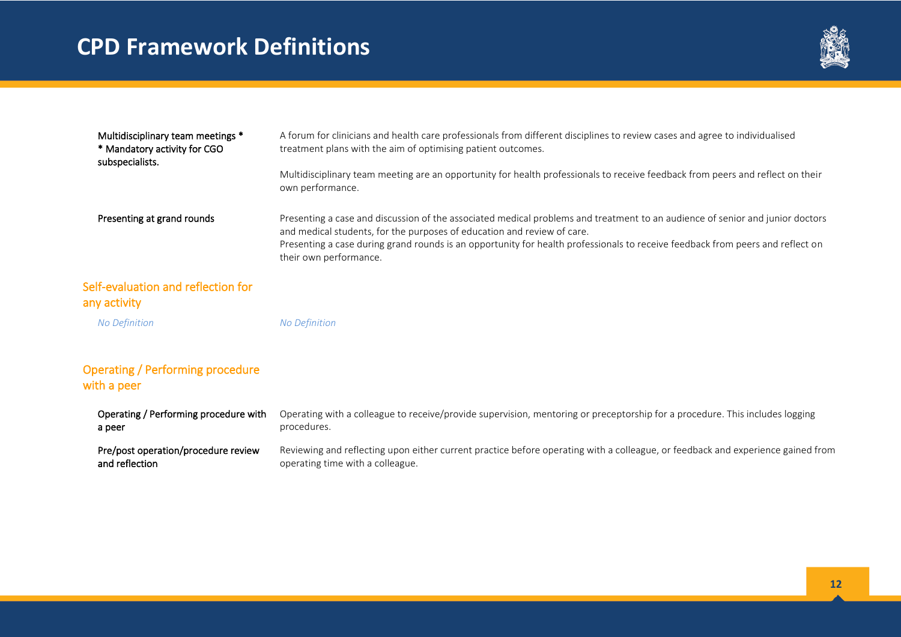# CPD Framework Definitions

| | |
|---|---|
| Multidisciplinary team meetings * <br> * Mandatory activity for CGO subspecialists. | A forum for clinicians and health care professionals from different disciplines to review cases and agree to individualised treatment plans with the aim of optimising patient outcomes. <br><br> Multidisciplinary team meeting are an opportunity for health professionals to receive feedback from peers and reflect on their own performance. |
| Presenting at grand rounds | Presenting a case and discussion of the associated medical problems and treatment to an audience of senior and junior doctors and medical students, for the purposes of education and review of care. <br> Presenting a case during grand rounds is an opportunity for health professionals to receive feedback from peers and reflect on their own performance. |

## Self-evaluation and reflection for any activity

| | |
|---|---|
| *No Definition* | *No Definition* |

## Operating / Performing procedure with a peer

| | |
|---|---|
| Operating / Performing procedure with a peer | Operating with a colleague to receive/provide supervision, mentoring or preceptorship for a procedure. This includes logging procedures. |
| Pre/post operation/procedure review and reflection | Reviewing and reflecting upon either current practice before operating with a colleague, or feedback and experience gained from operating time with a colleague. |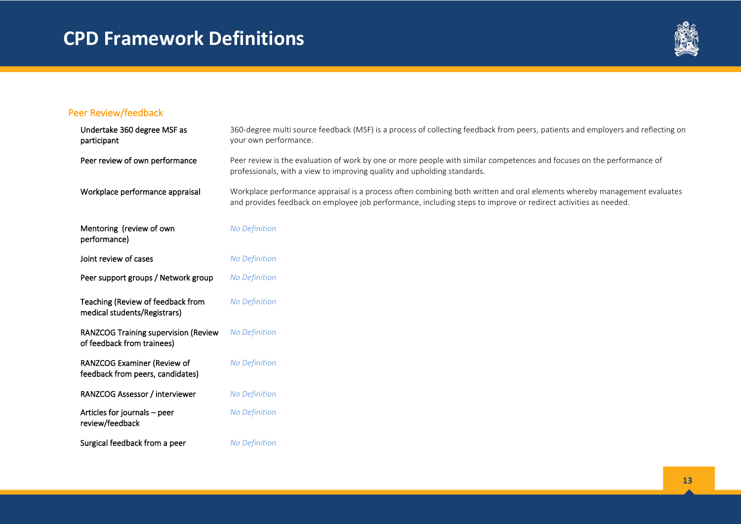# CPD Framework Definitions

## Peer Review/feedback

| Activity | Definition |
|---|---|
| Undertake 360 degree MSF as participant | 360-degree multi source feedback (MSF) is a process of collecting feedback from peers, patients and employers and reflecting on your own performance. |
| Peer review of own performance | Peer review is the evaluation of work by one or more people with similar competences and focuses on the performance of professionals, with a view to improving quality and upholding standards. |
| Workplace performance appraisal | Workplace performance appraisal is a process often combining both written and oral elements whereby management evaluates and provides feedback on employee job performance, including steps to improve or redirect activities as needed. |
| Mentoring (review of own performance) | *No Definition* |
| Joint review of cases | *No Definition* |
| Peer support groups / Network group | *No Definition* |
| Teaching (Review of feedback from medical students/Registrars) | *No Definition* |
| RANZCOG Training supervision (Review of feedback from trainees) | *No Definition* |
| RANZCOG Examiner (Review of feedback from peers, candidates) | *No Definition* |
| RANZCOG Assessor / interviewer | *No Definition* |
| Articles for journals – peer review/feedback | *No Definition* |
| Surgical feedback from a peer | *No Definition* |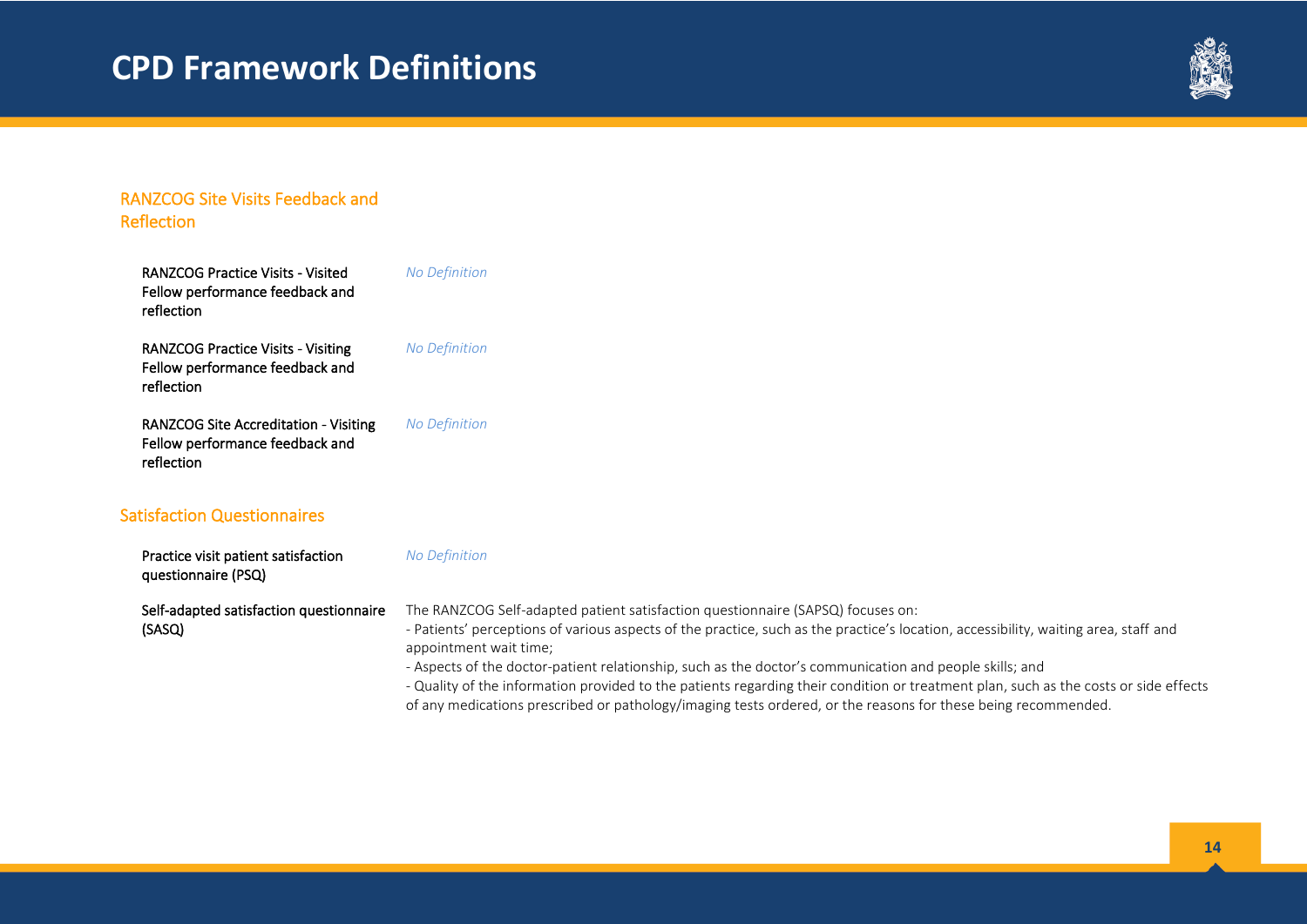# CPD Framework Definitions

## RANZCOG Site Visits Feedback and Reflection

| | |
|---|---|
| RANZCOG Practice Visits - Visited Fellow performance feedback and reflection | *No Definition* |
| RANZCOG Practice Visits - Visiting Fellow performance feedback and reflection | *No Definition* |
| RANZCOG Site Accreditation - Visiting Fellow performance feedback and reflection | *No Definition* |

## Satisfaction Questionnaires

| | |
|---|---|
| Practice visit patient satisfaction questionnaire (PSQ) | *No Definition* |
| Self-adapted satisfaction questionnaire (SASQ) | The RANZCOG Self-adapted patient satisfaction questionnaire (SAPSQ) focuses on:<br>- Patients' perceptions of various aspects of the practice, such as the practice's location, accessibility, waiting area, staff and appointment wait time;<br>- Aspects of the doctor-patient relationship, such as the doctor's communication and people skills; and<br>- Quality of the information provided to the patients regarding their condition or treatment plan, such as the costs or side effects of any medications prescribed or pathology/imaging tests ordered, or the reasons for these being recommended. |